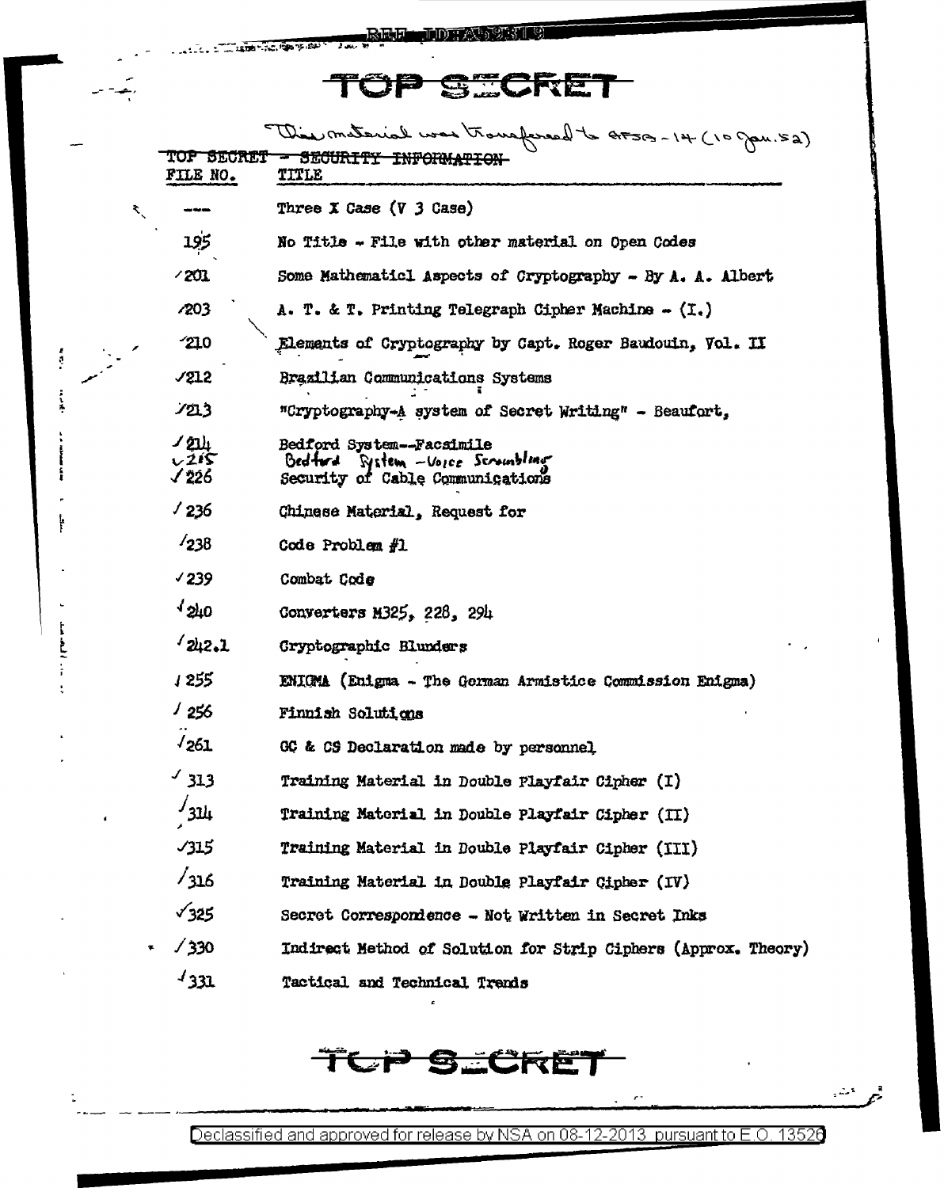# TOP SECRET

This material was transferred to AFSA-14 (10 Jan. 52)

~~TOP SECRET - SECURITY INFORMATION~~

| FILE NO. | TITLE |
|---|---|
| ---- | Three X Case (V 3 Case) |
| 195 | No Title - File with other material on Open Codes |
| ✓201 | Some Mathematicl Aspects of Cryptography - By A. A. Albert |
| ✓203 | A. T. & T. Printing Telegraph Cipher Machine - (I.) |
| ✓210 | Elements of Cryptography by Capt. Roger Baudouin, Vol. II |
| ✓212 | Brazilian Communications Systems |
| ✓213 | "Cryptography-A system of Secret Writing" - Beaufort, |
| ✓214 | Bedford System--Facsimile |
| ✓215 | Bedford System - Voice Scrambling |
| ✓226 | Security of Cable Communications |
| ✓236 | Chinese Material, Request for |
| ✓238 | Code Problem #1 |
| ✓239 | Combat Code |
| ✓240 | Converters M325, 228, 294 |
| ✓242.1 | Cryptographic Blunders |
| ✓255 | ENIGMA (Enigma - The German Armistice Commission Enigma) |
| ✓256 | Finnish Solutions |
| ✓261 | GC & CS Declaration made by personnel |
| ✓313 | Training Material in Double Playfair Cipher (I) |
| ✓314 | Training Material in Double Playfair Cipher (II) |
| ✓315 | Training Material in Double Playfair Cipher (III) |
| ✓316 | Training Material in Double Playfair Cipher (IV) |
| ✓325 | Secret Correspondence - Not Written in Secret Inks |
| ✓330 | Indirect Method of Solution for Strip Ciphers (Approx. Theory) |
| ✓331 | Tactical and Technical Trends |

# TOP SECRET

Declassified and approved for release by NSA on 08-12-2013 pursuant to E.O. 13526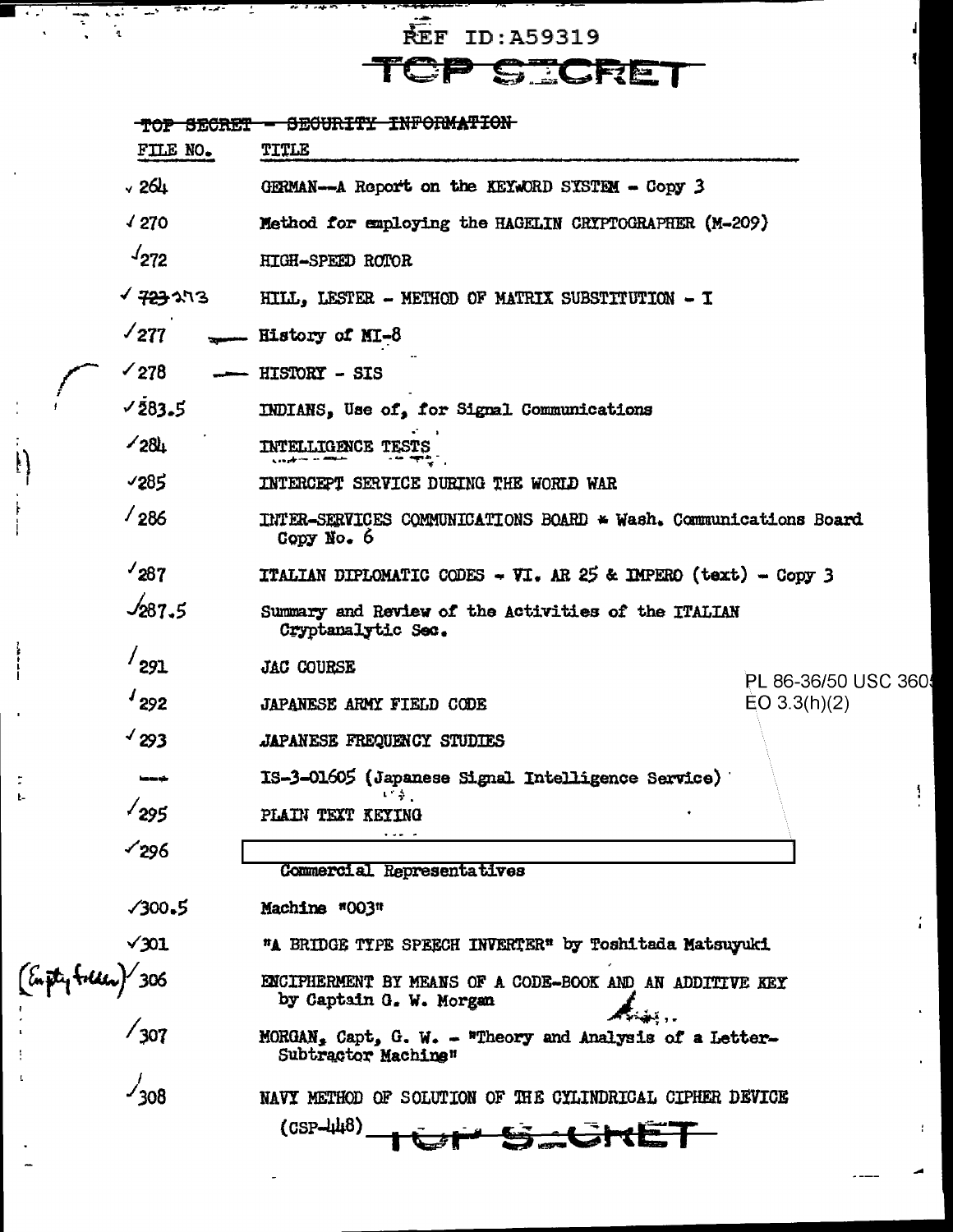REF ID:A59319

TOP SECRET

~~TOP SECRET - SECURITY INFORMATION~~

| FILE NO. | TITLE |
|---|---|
| ✓264 | GERMAN--A Report on the KEYWORD SYSTEM - Copy 3 |
| ✓270 | Method for employing the HAGELIN CRYPTOGRAPHER (M-209) |
| ✓272 | HIGH-SPEED ROTOR |
| ✓ ~~723~~ 273 | HILL, LESTER - METHOD OF MATRIX SUBSTITUTION - I |
| ✓277 | History of MI-8 |
| ✓278 | HISTORY - SIS |
| ✓283.5 | INDIANS, Use of, for Signal Communications |
| ✓284 | INTELLIGENCE TESTS |
| ✓285 | INTERCEPT SERVICE DURING THE WORLD WAR |
| ✓286 | INTER-SERVICES COMMUNICATIONS BOARD * Wash. Communications Board Copy No. 6 |
| ✓287 | ITALIAN DIPLOMATIC CODES - VI. AR 25 & IMPERO (text) - Copy 3 |
| ✓287.5 | Summary and Review of the Activities of the ITALIAN Cryptanalytic Sec. |
| ✓291 | JAC COURSE |
| ✓292 | JAPANESE ARMY FIELD CODE |
| ✓293 | JAPANESE FREQUENCY STUDIES |
| — | IS-3-01605 (Japanese Signal Intelligence Service) |
| ✓295 | PLAIN TEXT KEYING |
| ✓296 | [REDACTED] Commercial Representatives |
| ✓300.5 | Machine "003" |
| ✓301 | "A BRIDGE TYPE SPEECH INVERTER" by Toshitada Matsuyuki |
| (Empty folder) ✓306 | ENCIPHERMENT BY MEANS OF A CODE-BOOK AND AN ADDITIVE KEY by Captain G. W. Morgan |
| ✓307 | MORGAN, Capt, G. W. - "Theory and Analysis of a Letter-Subtractor Machine" |
| ✓308 | NAVY METHOD OF SOLUTION OF THE CYLINDRICAL CIPHER DEVICE (CSP-448) |

PL 86-36/50 USC 3605
EO 3.3(h)(2)

TOP SECRET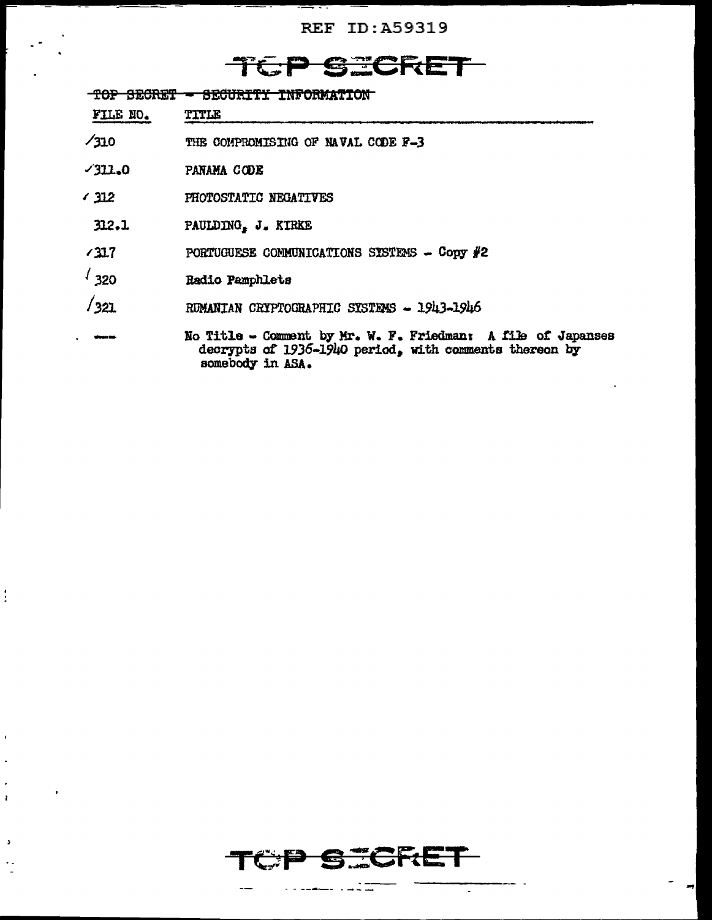REF ID:A59319

TOP SECRET

~~TOP SECRET - SECURITY INFORMATION~~

| FILE NO. | TITLE |
|---|---|
| ✓310 | THE COMPROMISING OF NAVAL CODE F-3 |
| ✓311.0 | PANAMA CODE |
| ✓312 | PHOTOSTATIC NEGATIVES |
| 312.1 | PAULDING, J. KIRKE |
| ✓317 | PORTUGUESE COMMUNICATIONS SYSTEMS - Copy #2 |
| ✓320 | Radio Pamphlets |
| ✓321 | RUMANIAN CRYPTOGRAPHIC SYSTEMS - 1943-1946 |
| ---- | No Title - Comment by Mr. W. F. Friedman: A file of Japanses decrypts of 1936-1940 period, with comments thereon by somebody in ASA. |

TOP SECRET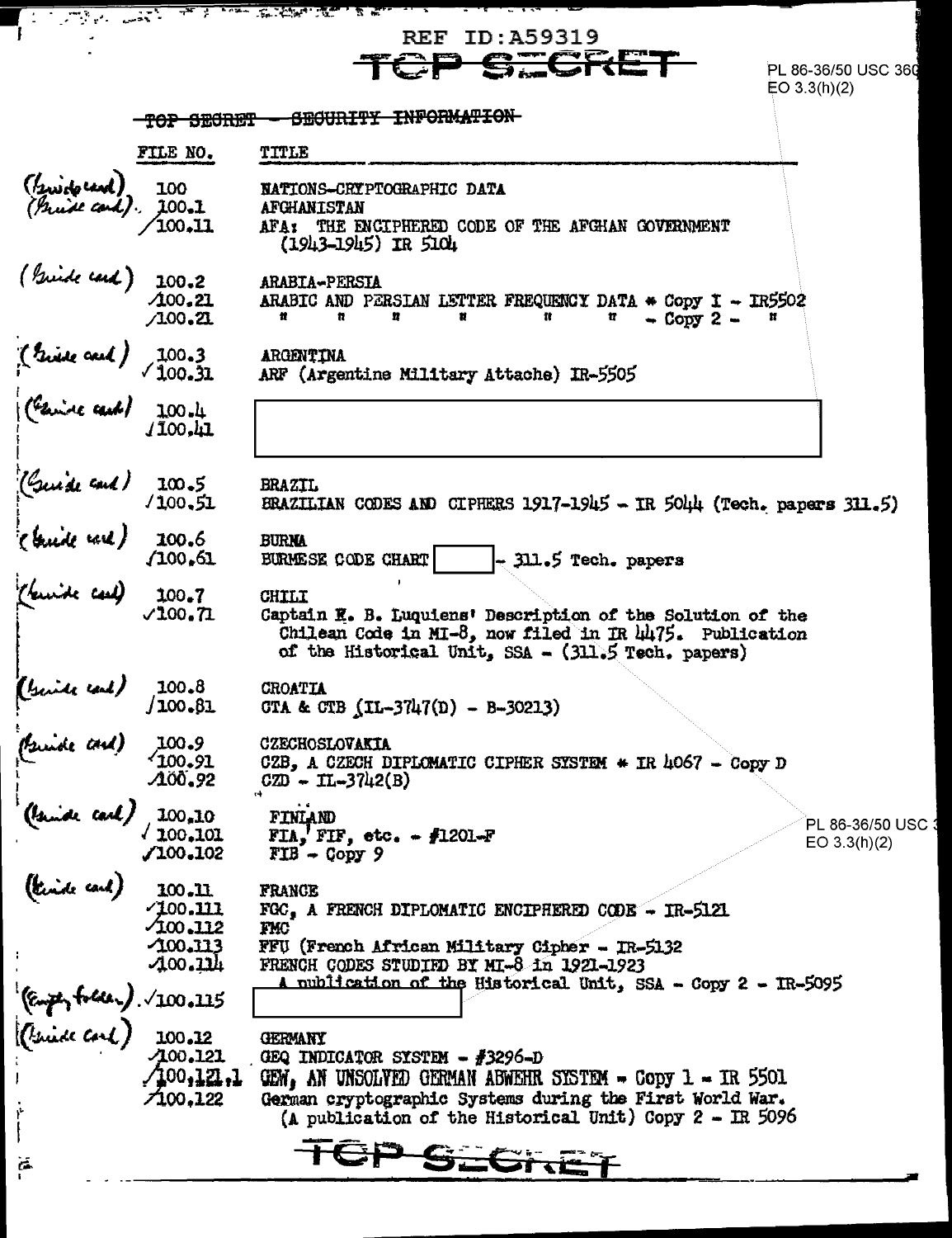REF ID:A59319

~~TOP SECRET~~

PL 86-36/50 USC 3605
EO 3.3(h)(2)

~~TOP SECRET - SECURITY INFORMATION~~

| | FILE NO. | TITLE |
|---|---|---|
| (Guide card) | 100 | NATIONS-CRYPTOGRAPHIC DATA |
| (Guide card) | 100.1 | AFGHANISTAN |
| | /100.11 | AFA: THE ENCIPHERED CODE OF THE AFGHAN GOVERNMENT (1943-1945) IR 5104 |
| (Guide card) | 100.2 | ARABIA-PERSIA |
| | /100.21 | ARABIC AND PERSIAN LETTER FREQUENCY DATA * Copy I - IR5502 |
| | /100.21 | " " " " " " - Copy 2 - " |
| (Guide card) | 100.3 | ARGENTINA |
| | √100.31 | ARF (Argentine Military Attache) IR-5505 |
| (Guide card) | 100.4 | [REDACTED] |
| | /100.41 | |
| (Guide card) | 100.5 | BRAZIL |
| | /100.51 | BRAZILIAN CODES AND CIPHERS 1917-1945 - IR 5044 (Tech. papers 311.5) |
| (Guide card) | 100.6 | BURMA |
| | /100.61 | BURMESE CODE CHART [REDACTED] - 311.5 Tech. papers |
| (Guide card) | 100.7 | CHILI |
| | √100.71 | Captain E. B. Luquiens' Description of the Solution of the Chilean Code in MI-8, now filed in IR 4475. Publication of the Historical Unit, SSA - (311.5 Tech. papers) |
| (Guide card) | 100.8 | CROATIA |
| | /100.81 | GTA & CTB (IL-3747(D) - B-30213) |
| (Guide card) | 100.9 | CZECHOSLOVAKIA |
| | /100.91 | CZB, A CZECH DIPLOMATIC CIPHER SYSTEM * IR 4067 - Copy D |
| | /100.92 | CZD - IL-3742(B) |
| (Guide card) | 100.10 | FINLAND |
| | √100.101 | FIA, FIF, etc. - #1201-F |
| | √100.102 | FIB - Copy 9 |
| (Guide card) | 100.11 | FRANCE |
| | /100.111 | FGC, A FRENCH DIPLOMATIC ENCIPHERED CODE - IR-5121 |
| | /100.112 | FMC |
| | /100.113 | FFU (French African Military Cipher - IR-5132 |
| | /100.114 | FRENCH CODES STUDIED BY MI-8 in 1921-1923 A publication of the Historical Unit, SSA - Copy 2 - IR-5095 |
| (Empty folder) | √100.115 | [REDACTED] |
| (Guide card) | 100.12 | GERMANY |
| | /100.121 | GEQ INDICATOR SYSTEM - #3296-D |
| | /100.121.1 | GEW, AN UNSOLVED GERMAN ABWEHR SYSTEM - Copy 1 - IR 5501 |
| | /100.122 | German cryptographic Systems during the First World War. (A publication of the Historical Unit) Copy 2 - IR 5096 |

PL 86-36/50 USC 3605
EO 3.3(h)(2)

~~TOP SECRET~~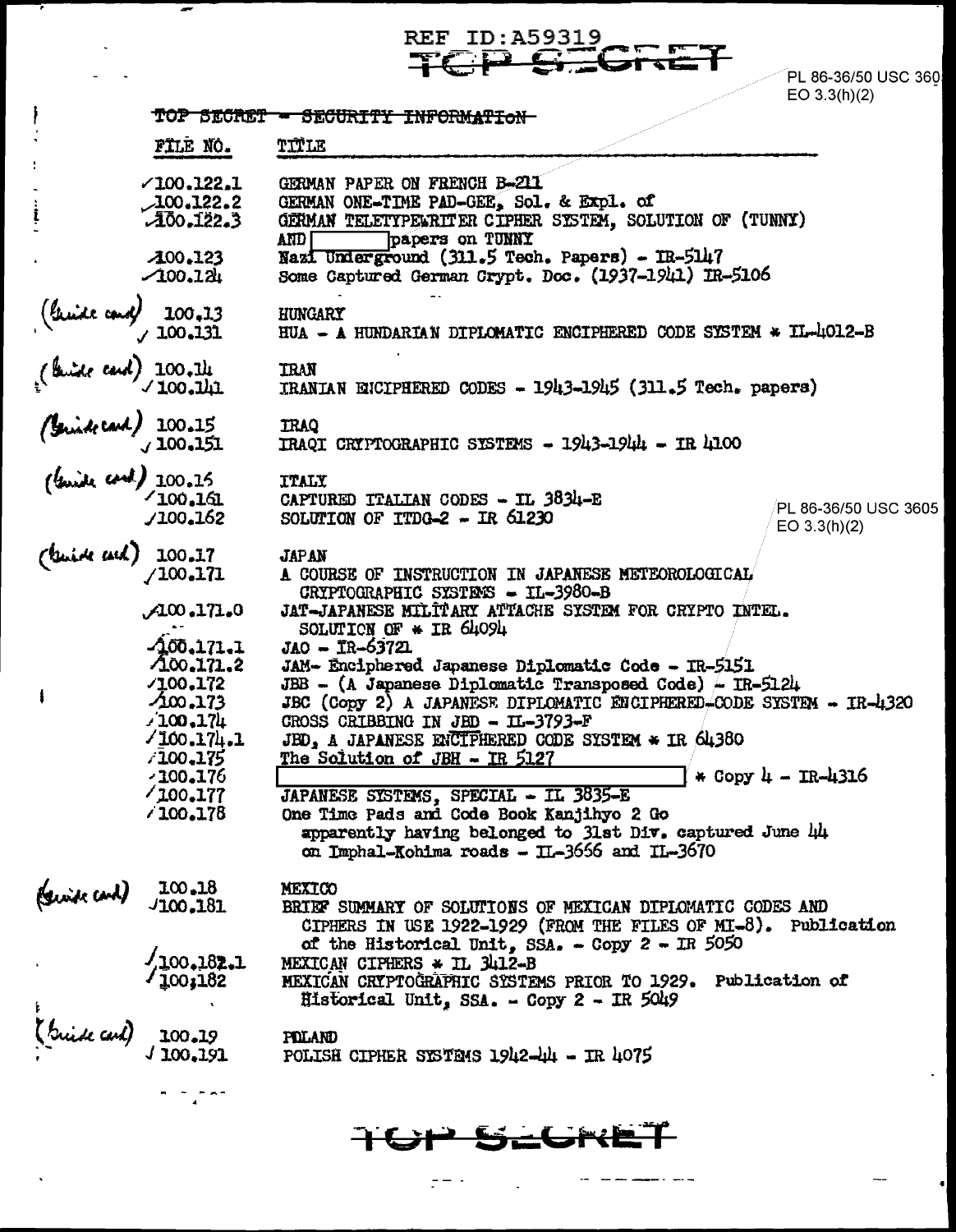REF ID:A59319

TOP SECRET

PL 86-36/50 USC 3605
EO 3.3(h)(2)

TOP SECRET - SECURITY INFORMATION

| | FILE NO. | TITLE |
|---|---|---|
| | ✓100.122.1 | GERMAN PAPER ON FRENCH B-211 |
| | ✓100.122.2 | GERMAN ONE-TIME PAD-GEE, Sol. & Expl. of |
| | ✓100.122.3 | GERMAN TELETYPEWRITER CIPHER SYSTEM, SOLUTION OF (TUNNY) AND [ ] papers on TUNNY |
| | ✓100.123 | Nazi Underground (311.5 Tech. Papers) - IR-5147 |
| | ✓100.124 | Some Captured German Crypt. Doc. (1937-1941) IR-5106 |
| (Guide card) | 100.13 | HUNGARY |
| | ✓100.131 | HUA - A HUNDARIAN DIPLOMATIC ENCIPHERED CODE SYSTEM * IL-4012-B |
| (Guide card) | 100.14 | IRAN |
| | ✓100.141 | IRANIAN ENCIPHERED CODES - 1943-1945 (311.5 Tech. papers) |
| (Guide card) | 100.15 | IRAQ |
| | ✓100.151 | IRAQI CRYPTOGRAPHIC SYSTEMS - 1943-1944 - IR 4100 |
| (Guide card) | 100.16 | ITALY |
| | ✓100.161 | CAPTURED ITALIAN CODES - IL 3834-E |
| | ✓100.162 | SOLUTION OF ITDG-2 - IR 61230 |
| (Guide card) | 100.17 | JAPAN |
| | ✓100.171 | A COURSE OF INSTRUCTION IN JAPANESE METEOROLOGICAL CRYPTOGRAPHIC SYSTEMS - IL-3980-B |
| | ✓100.171.0 | JAT-JAPANESE MILITARY ATTACHE SYSTEM FOR CRYPTO INTEL. SOLUTION OF * IR 64094 |
| | ✓100.171.1 | JAO - IR-63721 |
| | ✓100.171.2 | JAM- Enciphered Japanese Diplomatic Code - IR-5151 |
| | ✓100.172 | JBB - (A Japanese Diplomatic Transposed Code) - IR-5124 |
| | ✓100.173 | JBC (Copy 2) A JAPANESE DIPLOMATIC ENCIPHERED-CODE SYSTEM - IR-4320 |
| | ✓100.174 | CROSS CRIBBING IN JBD - IL-3793-F |
| | ✓100.174.1 | JBD, A JAPANESE ENCIPHERED CODE SYSTEM * IR 64380 |
| | ✓100.175 | The Solution of JBH - IR 5127 |
| | ✓100.176 | [ ] * Copy 4 - IR-4316 |
| | ✓100.177 | JAPANESE SYSTEMS, SPECIAL - IL 3835-E |
| | ✓100.178 | One Time Pads and Code Book Kanjihyo 2 Go apparently having belonged to 31st Div. captured June 44 on Imphal-Kohima roads - IL-3666 and IL-3670 |
| (Guide card) | 100.18 | MEXICO |
| | ✓100.181 | BRIEF SUMMARY OF SOLUTIONS OF MEXICAN DIPLOMATIC CODES AND CIPHERS IN USE 1922-1929 (FROM THE FILES OF MI-8). Publication of the Historical Unit, SSA. - Copy 2 - IR 5050 |
| | ✓100.182.1 | MEXICAN CIPHERS * IL 3412-B |
| | ✓100.182 | MEXICAN CRYPTOGRAPHIC SYSTEMS PRIOR TO 1929. Publication of Historical Unit, SSA. - Copy 2 - IR 5049 |
| (Guide card) | 100.19 | POLAND |
| | ✓100.191 | POLISH CIPHER SYSTEMS 1942-44 - IR 4075 |

PL 86-36/50 USC 3605
EO 3.3(h)(2)

TOP SECRET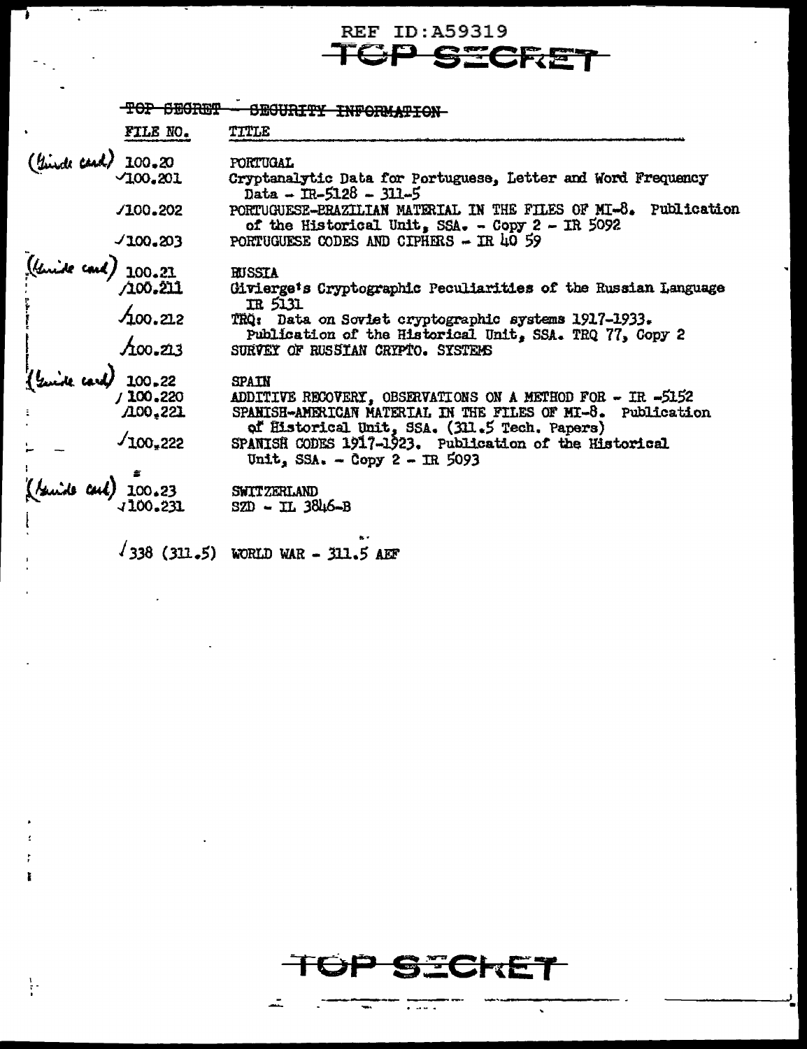REF ID:A59319

~~TOP SECRET~~

~~TOP SECRET~~ — ~~SECURITY INFORMATION~~

| | FILE NO. | TITLE |
|---|---|---|
| (Guide card) | 100.20 | PORTUGAL |
| | ✓100.201 | Cryptanalytic Data for Portuguese, Letter and Word Frequency Data - IR-5128 - 311-5 |
| | ✓100.202 | PORTUGUESE-BRAZILIAN MATERIAL IN THE FILES OF MI-8. Publication of the Historical Unit, SSA. - Copy 2 - IR 5092 |
| | ✓100.203 | PORTUGUESE CODES AND CIPHERS - IR 40 59 |
| (Guide card) | 100.21 | RUSSIA |
| | ✓100.211 | Givierge's Cryptographic Peculiarities of the Russian Language IR 5131 |
| | ✓100.212 | TRQ: Data on Soviet cryptographic systems 1917-1933. Publication of the Historical Unit, SSA. TRQ 77, Copy 2 |
| | ✓100.213 | SURVEY OF RUSSIAN CRYPTO. SYSTEMS |
| (Guide card) | 100.22 | SPAIN |
| | ✓100.220 | ADDITIVE RECOVERY, OBSERVATIONS ON A METHOD FOR - IR -5152 |
| | ✓100.221 | SPANISH-AMERICAN MATERIAL IN THE FILES OF MI-8. Publication of Historical Unit, SSA. (311.5 Tech. Papers) |
| | ✓100.222 | SPANISH CODES 1917-1923. Publication of the Historical Unit, SSA. - Copy 2 - IR 5093 |
| (Guide card) | 100.23 | SWITZERLAND |
| | ✓100.231 | SZD - IL 3846-B |
| | ✓338 (311.5) | WORLD WAR - 311.5 AEF |

~~TOP SECRET~~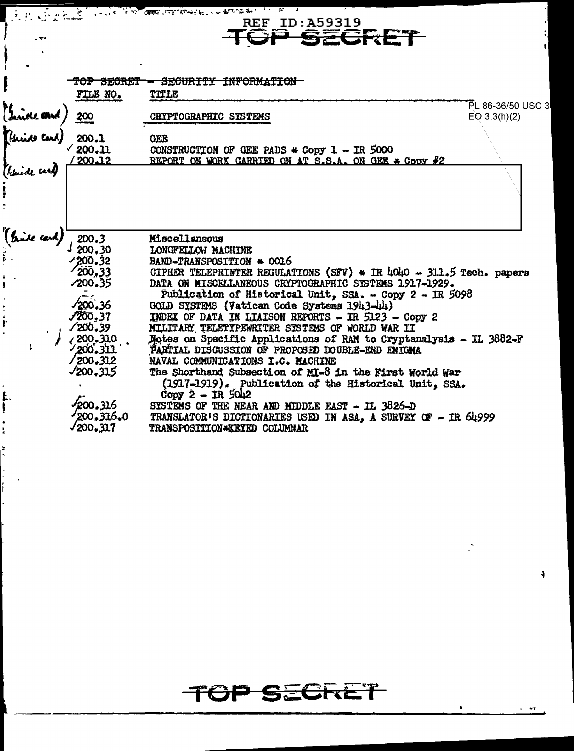REF ID:A59319

~~TOP SECRET~~

~~TOP SECRET - SECURITY INFORMATION~~

PL 86-36/50 USC 3
EO 3.3(h)(2)

| FILE NO. | TITLE |
|---|---|
| (Guide card) 200 | CRYPTOGRAPHIC SYSTEMS |
| (Guide card) 200.1 | GEE |
| ✓ 200.11 | CONSTRUCTION OF GEE PADS * Copy 1 - IR 5000 |
| / 200.12 | REPORT ON WORK CARRIED ON AT S.S.A. ON GEE * Copy #2 |
| (Guide card) | |
| (Guide card) 200.3 | Miscellaneous |
| 200.30 | LONGFELLOW MACHINE |
| 200.32 | BAND-TRANSPOSITION * 0016 |
| 200.33 | CIPHER TELEPRINTER REGULATIONS (SFV) * IR 4040 - 311.5 Tech. papers |
| 200.35 | DATA ON MISCELLANEOUS CRYPTOGRAPHIC SYSTEMS 1917-1929. Publication of Historical Unit, SSA. - Copy 2 - IR 5098 |
| 200.36 | GOLD SYSTEMS (Vatican Code Systems 1943-44) |
| 200.37 | INDEX OF DATA IN LIAISON REPORTS - IR 5123 - Copy 2 |
| 200.39 | MILITARY TELETYPEWRITER SYSTEMS OF WORLD WAR II |
| 200.310 | Notes on Specific Applications of RAM to Cryptanalysis - IL 3882-F |
| 200.311 | PARTIAL DISCUSSION OF PROPOSED DOUBLE-END ENIGMA |
| 200.312 | NAVAL COMMUNICATIONS I.C. MACHINE |
| 200.315 | The Shorthand Subsection of MI-8 in the First World War (1917-1919). Publication of the Historical Unit, SSA. Copy 2 - IR 5042 |
| 200.316 | SYSTEMS OF THE NEAR AND MIDDLE EAST - IL 3826-D |
| 200.316.0 | TRANSLATOR'S DICTIONARIES USED IN ASA, A SURVEY OF - IR 64999 |
| 200.317 | TRANSPOSITION*KEYED COLUMNAR |

~~TOP SECRET~~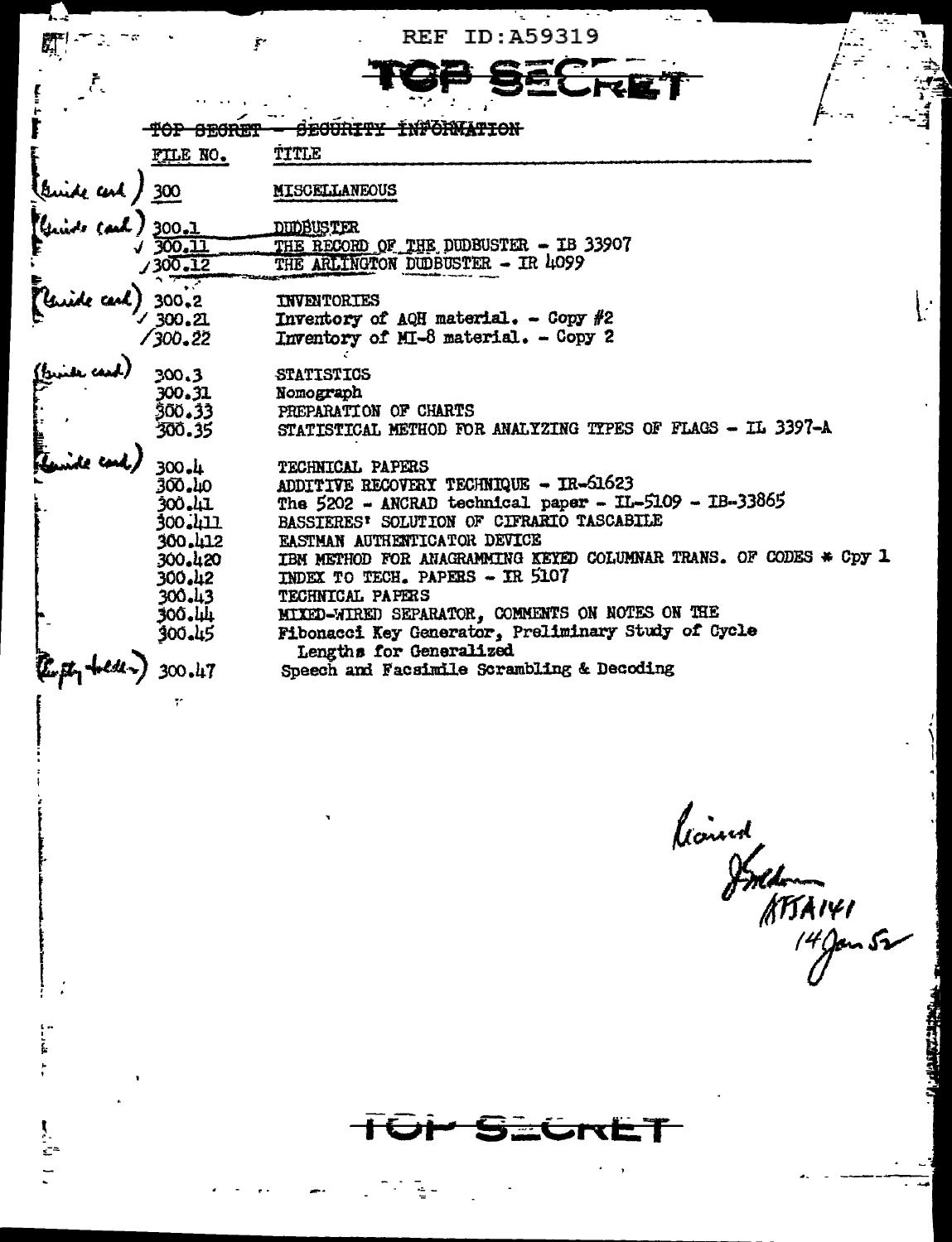REF ID:A59319

TOP SECRET

~~TOP SECRET - SECURITY INFORMATION~~

| | FILE NO. | TITLE |
|---|---|---|
| (Guide card) | 300 | MISCELLANEOUS |
| (Guide card) | 300.1 | DUDBUSTER |
| | ✓ 300.11 | THE RECORD OF THE DUDBUSTER - IB 33907 |
| | / 300.12 | THE ARLINGTON DUDBUSTER - IR 4099 |
| (Guide card) | 300.2 | INVENTORIES |
| | ✓ 300.21 | Inventory of AQH material. - Copy #2 |
| | / 300.22 | Inventory of MI-8 material. - Copy 2 |
| (Guide card) | 300.3 | STATISTICS |
| | 300.31 | Nomograph |
| | 300.33 | PREPARATION OF CHARTS |
| | 300.35 | STATISTICAL METHOD FOR ANALYZING TYPES OF FLAGS - IL 3397-A |
| (Guide card) | 300.4 | TECHNICAL PAPERS |
| | 300.40 | ADDITIVE RECOVERY TECHNIQUE - IR-61623 |
| | 300.41 | The 5202 - ANCRAD technical paper - IL-5109 - IB-33865 |
| | 300.411 | BASSIERES' SOLUTION OF CIFRARIO TASCABILE |
| | 300.412 | EASTMAN AUTHENTICATOR DEVICE |
| | 300.420 | IBM METHOD FOR ANAGRAMMING KEYED COLUMNAR TRANS. OF CODES * Cpy 1 |
| | 300.42 | INDEX TO TECH. PAPERS - IR 5107 |
| | 300.43 | TECHNICAL PAPERS |
| | 300.44 | MIXED-WIRED SEPARATOR, COMMENTS ON NOTES ON THE |
| | 300.45 | Fibonacci Key Generator, Preliminary Study of Cycle Lengths for Generalized |
| (Empty folder) | 300.47 | Speech and Facsimile Scrambling & Decoding |

Rcvd
J Seldon
AFSA141
14 Jan 52

TOP SECRET